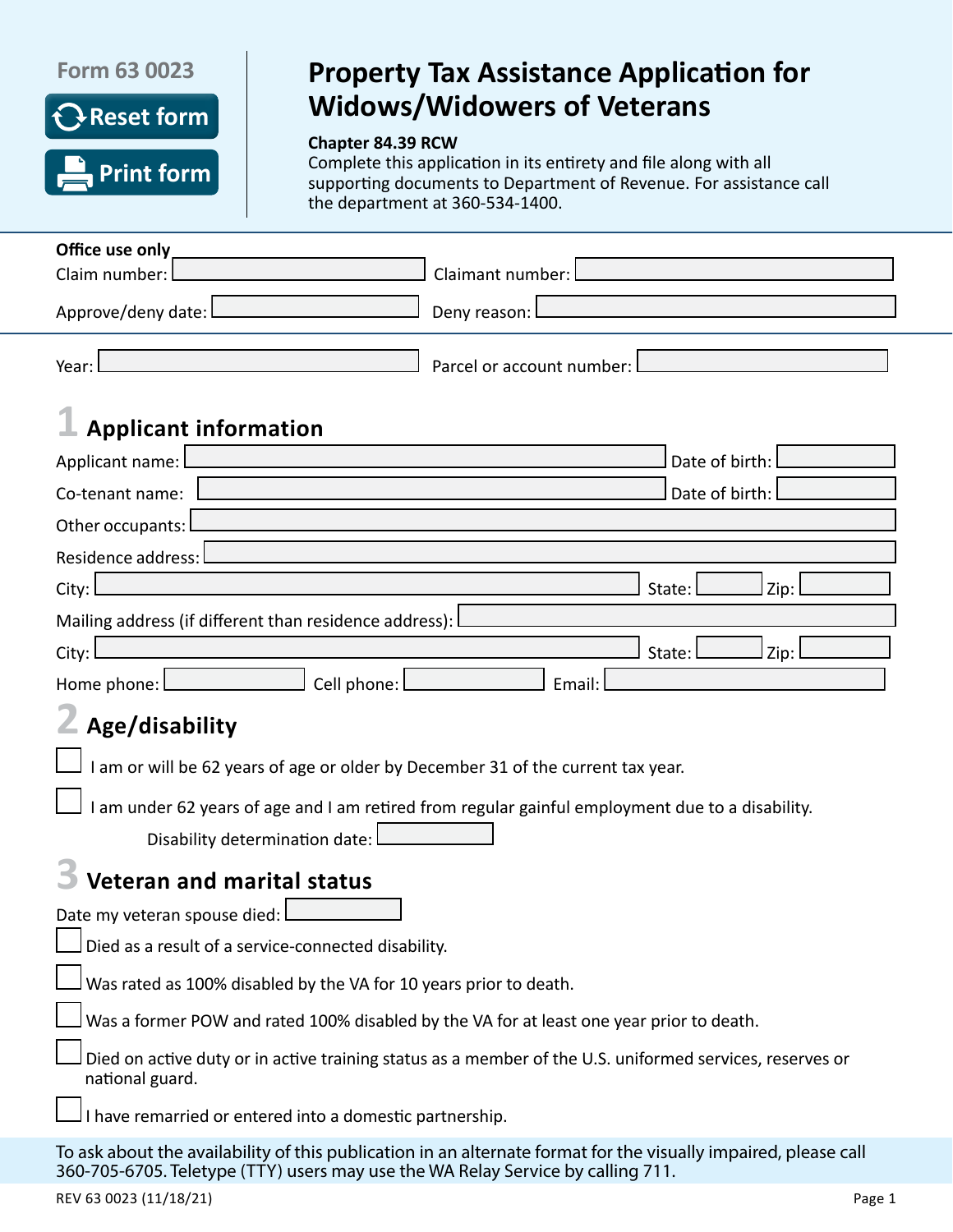Form 63 0023

Reset form

Print form

# Property Tax Assistance Application for Widows/Widowers of Veterans

**Chapter 84.39 RCW**

Complete this application in its entirety and file along with all supporting documents to Department of Revenue. For assistance call the department at 360-534-1400.

**Office use only**

Claim number: ____________ Claimant number: ____________

Approve/deny date: ____________ Deny reason: ____________

Year: ____________ Parcel or account number: ____________

## 1 Applicant information

Applicant name: ____________ Date of birth: ____________

Co-tenant name: ____________ Date of birth: ____________

Other occupants: ____________

Residence address: ____________

City: ____________ State: ______ Zip: ______

Mailing address (if different than residence address): ____________

City: ____________ State: ______ Zip: ______

Home phone: ____________ Cell phone: ____________ Email: ____________

## 2 Age/disability

☐ I am or will be 62 years of age or older by December 31 of the current tax year.

☐ I am under 62 years of age and I am retired from regular gainful employment due to a disability.

Disability determination date: ____________

## 3 Veteran and marital status

Date my veteran spouse died: ____________

☐ Died as a result of a service-connected disability.

☐ Was rated as 100% disabled by the VA for 10 years prior to death.

☐ Was a former POW and rated 100% disabled by the VA for at least one year prior to death.

☐ Died on active duty or in active training status as a member of the U.S. uniformed services, reserves or national guard.

☐ I have remarried or entered into a domestic partnership.

To ask about the availability of this publication in an alternate format for the visually impaired, please call 360-705-6705. Teletype (TTY) users may use the WA Relay Service by calling 711.

REV 63 0023 (11/18/21)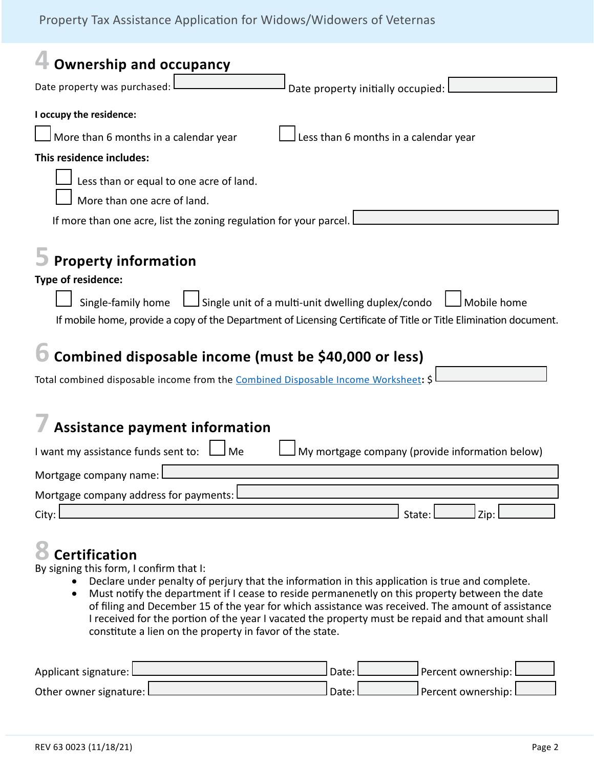## 4 Ownership and occupancy

Date property was purchased: ______ Date property initially occupied: ______

**I occupy the residence:**

☐ More than 6 months in a calendar year ☐ Less than 6 months in a calendar year

**This residence includes:**

☐ Less than or equal to one acre of land.

☐ More than one acre of land.

If more than one acre, list the zoning regulation for your parcel. ______

## 5 Property information

**Type of residence:**

☐ Single-family home ☐ Single unit of a multi-unit dwelling duplex/condo ☐ Mobile home

If mobile home, provide a copy of the Department of Licensing Certificate of Title or Title Elimination document.

## 6 Combined disposable income (must be $40,000 or less)

Total combined disposable income from the Combined Disposable Income Worksheet**:** $ ______

## 7 Assistance payment information

I want my assistance funds sent to: ☐ Me ☐ My mortgage company (provide information below)

Mortgage company name: ______

Mortgage company address for payments: ______

City: ______ State: ______ Zip: ______

## 8 Certification

By signing this form, I confirm that I:

- Declare under penalty of perjury that the information in this application is true and complete.
- Must notify the department if I cease to reside permanenetly on this property between the date of filing and December 15 of the year for which assistance was received. The amount of assistance I received for the portion of the year I vacated the property must be repaid and that amount shall constitute a lien on the property in favor of the state.

Applicant signature: ______ Date: ______ Percent ownership: ______

Other owner signature: ______ Date: ______ Percent ownership: ______

REV 63 0023 (11/18/21)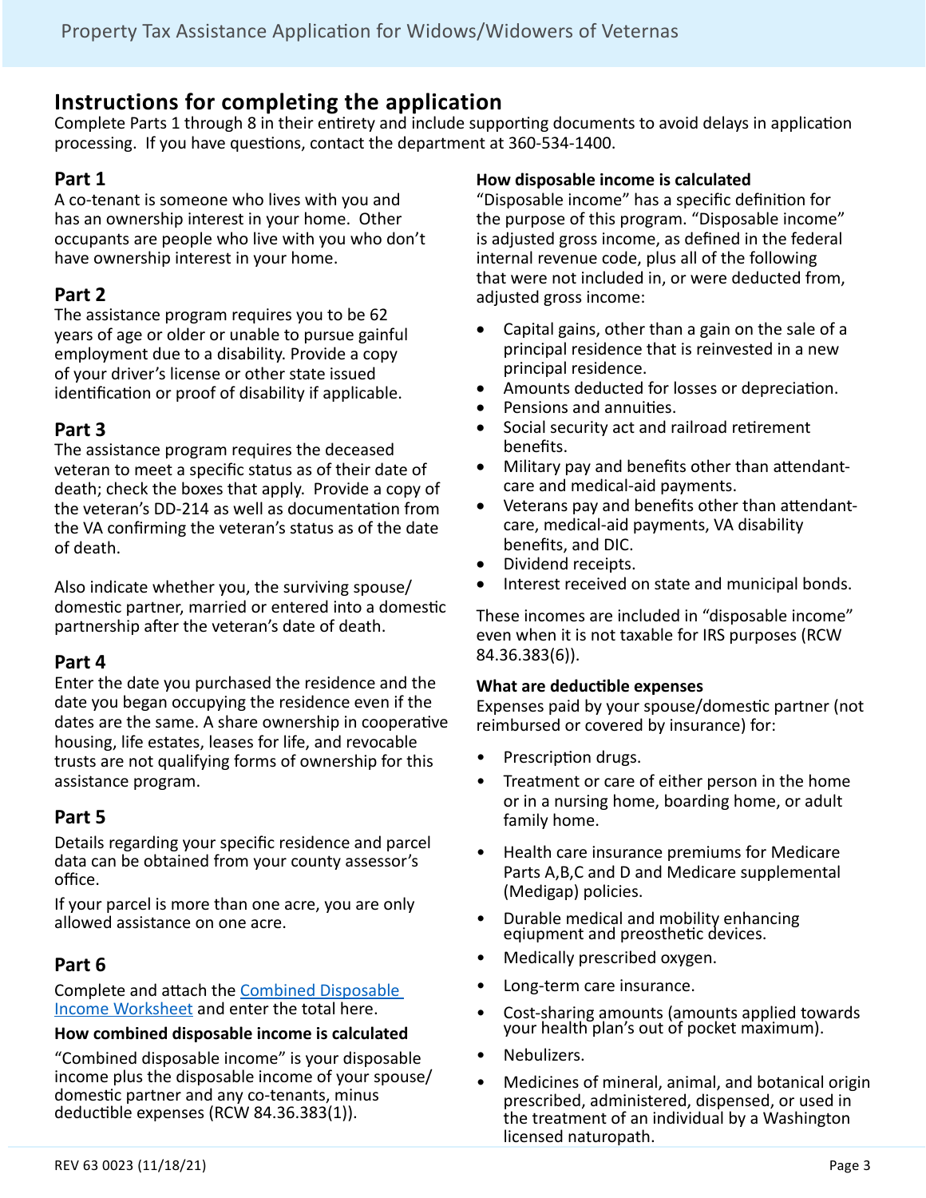## Instructions for completing the application

Complete Parts 1 through 8 in their entirety and include supporting documents to avoid delays in application processing. If you have questions, contact the department at 360-534-1400.

### Part 1

A co-tenant is someone who lives with you and has an ownership interest in your home. Other occupants are people who live with you who don't have ownership interest in your home.

### Part 2

The assistance program requires you to be 62 years of age or older or unable to pursue gainful employment due to a disability. Provide a copy of your driver's license or other state issued identification or proof of disability if applicable.

### Part 3

The assistance program requires the deceased veteran to meet a specific status as of their date of death; check the boxes that apply. Provide a copy of the veteran's DD-214 as well as documentation from the VA confirming the veteran's status as of the date of death.

Also indicate whether you, the surviving spouse/domestic partner, married or entered into a domestic partnership after the veteran's date of death.

### Part 4

Enter the date you purchased the residence and the date you began occupying the residence even if the dates are the same. A share ownership in cooperative housing, life estates, leases for life, and revocable trusts are not qualifying forms of ownership for this assistance program.

### Part 5

Details regarding your specific residence and parcel data can be obtained from your county assessor's office.

If your parcel is more than one acre, you are only allowed assistance on one acre.

### Part 6

Complete and attach the Combined Disposable Income Worksheet and enter the total here.

**How combined disposable income is calculated**

"Combined disposable income" is your disposable income plus the disposable income of your spouse/domestic partner and any co-tenants, minus deductible expenses (RCW 84.36.383(1)).

**How disposable income is calculated**

"Disposable income" has a specific definition for the purpose of this program. "Disposable income" is adjusted gross income, as defined in the federal internal revenue code, plus all of the following that were not included in, or were deducted from, adjusted gross income:

- Capital gains, other than a gain on the sale of a principal residence that is reinvested in a new principal residence.
- Amounts deducted for losses or depreciation.
- Pensions and annuities.
- Social security act and railroad retirement benefits.
- Military pay and benefits other than attendant-care and medical-aid payments.
- Veterans pay and benefits other than attendant-care, medical-aid payments, VA disability benefits, and DIC.
- Dividend receipts.
- Interest received on state and municipal bonds.

These incomes are included in "disposable income" even when it is not taxable for IRS purposes (RCW 84.36.383(6)).

**What are deductible expenses**

Expenses paid by your spouse/domestic partner (not reimbursed or covered by insurance) for:

- Prescription drugs.
- Treatment or care of either person in the home or in a nursing home, boarding home, or adult family home.
- Health care insurance premiums for Medicare Parts A,B,C and D and Medicare supplemental (Medigap) policies.
- Durable medical and mobility enhancing eqiupment and preosthetic devices.
- Medically prescribed oxygen.
- Long-term care insurance.
- Cost-sharing amounts (amounts applied towards your health plan's out of pocket maximum).
- Nebulizers.
- Medicines of mineral, animal, and botanical origin prescribed, administered, dispensed, or used in the treatment of an individual by a Washington licensed naturopath.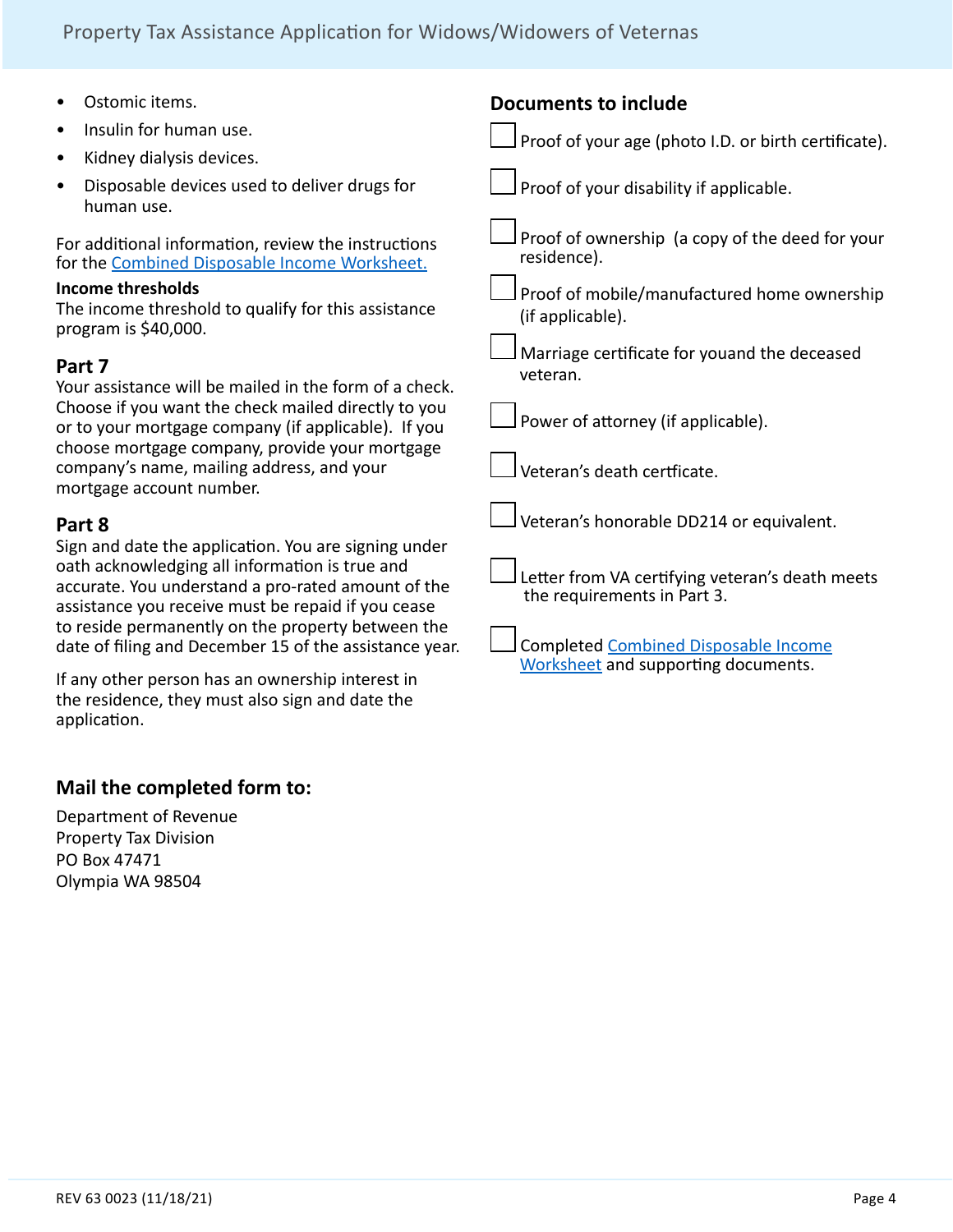- Ostomic items.
- Insulin for human use.
- Kidney dialysis devices.
- Disposable devices used to deliver drugs for human use.

For additional information, review the instructions for the Combined Disposable Income Worksheet.

**Income thresholds**
The income threshold to qualify for this assistance program is $40,000.

### Part 7

Your assistance will be mailed in the form of a check. Choose if you want the check mailed directly to you or to your mortgage company (if applicable). If you choose mortgage company, provide your mortgage company's name, mailing address, and your mortgage account number.

### Part 8

Sign and date the application. You are signing under oath acknowledging all information is true and accurate. You understand a pro-rated amount of the assistance you receive must be repaid if you cease to reside permanently on the property between the date of filing and December 15 of the assistance year.

If any other person has an ownership interest in the residence, they must also sign and date the application.

## Mail the completed form to:

Department of Revenue
Property Tax Division
PO Box 47471
Olympia WA 98504

## Documents to include

- ☐ Proof of your age (photo I.D. or birth certificate).
- ☐ Proof of your disability if applicable.
- ☐ Proof of ownership (a copy of the deed for your residence).
- ☐ Proof of mobile/manufactured home ownership (if applicable).
- ☐ Marriage certificate for youand the deceased veteran.
- ☐ Power of attorney (if applicable).
- ☐ Veteran's death cerfticate.
- ☐ Veteran's honorable DD214 or equivalent.
- ☐ Letter from VA certifying veteran's death meets the requirements in Part 3.
- ☐ Completed Combined Disposable Income Worksheet and supporting documents.